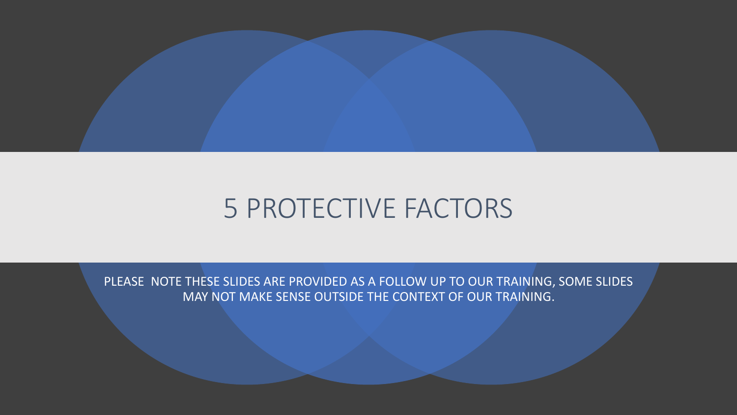# 5 PROTECTIVE FACTORS

PLEASE NOTE THESE SLIDES ARE PROVIDED AS A FOLLOW UP TO OUR TRAINING, SOME SLIDES MAY NOT MAKE SENSE OUTSIDE THE CONTEXT OF OUR TRAINING.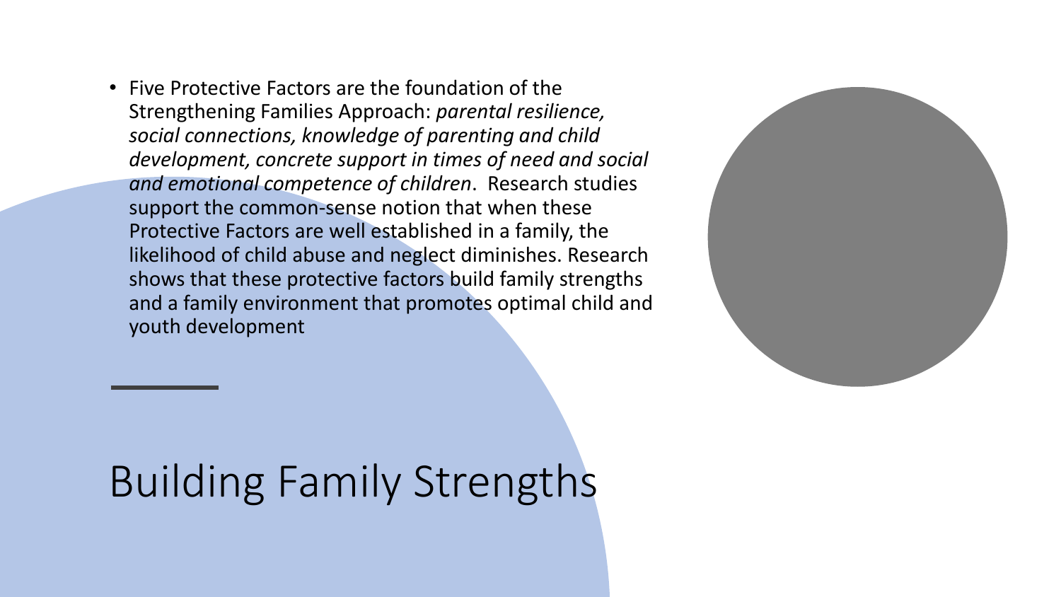# Building Family Strengths

- Five Protective Factors are the foundation of the Strengthening Families Approach: *parental resilience, social connections, knowledge of parenting and child development, concrete support in times of need and social and emotional competence of children*.  Research studies support the common-sense notion that when these Protective Factors are well established in a family, the likelihood of child abuse and neglect diminishes. Research shows that these protective factors build family strengths and a family environment that promotes optimal child and youth development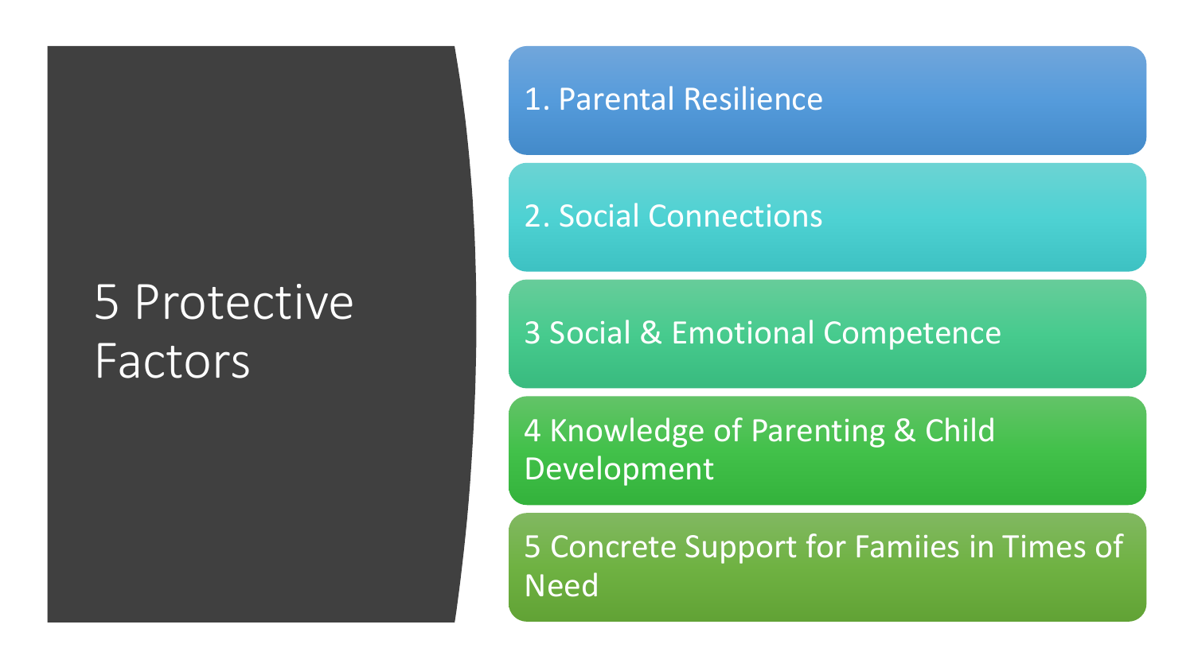# 5 Protective Factors

1. Parental Resilience

2. Social Connections

3 Social & Emotional Competence

4 Knowledge of Parenting & Child Development

5 Concrete Support for Famiies in Times of Need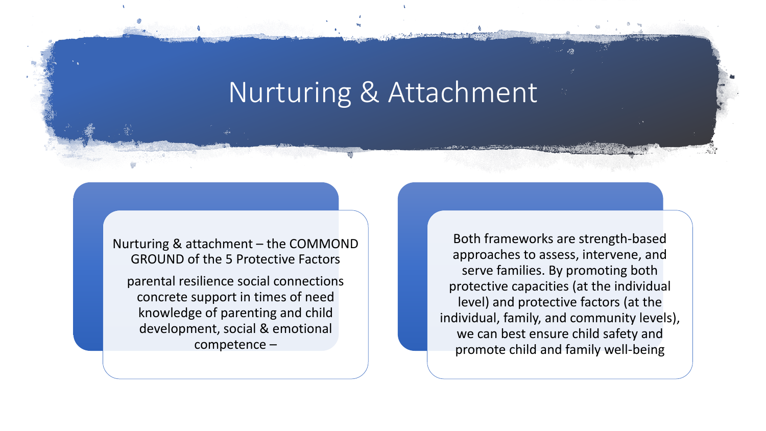# Nurturing & Attachment

Nurturing & attachment – the COMMOND GROUND of the 5 Protective Factors

parental resilience social connections concrete support in times of need knowledge of parenting and child development, social & emotional competence –

Both frameworks are strength-based approaches to assess, intervene, and serve families. By promoting both protective capacities (at the individual level) and protective factors (at the individual, family, and community levels), we can best ensure child safety and promote child and family well-being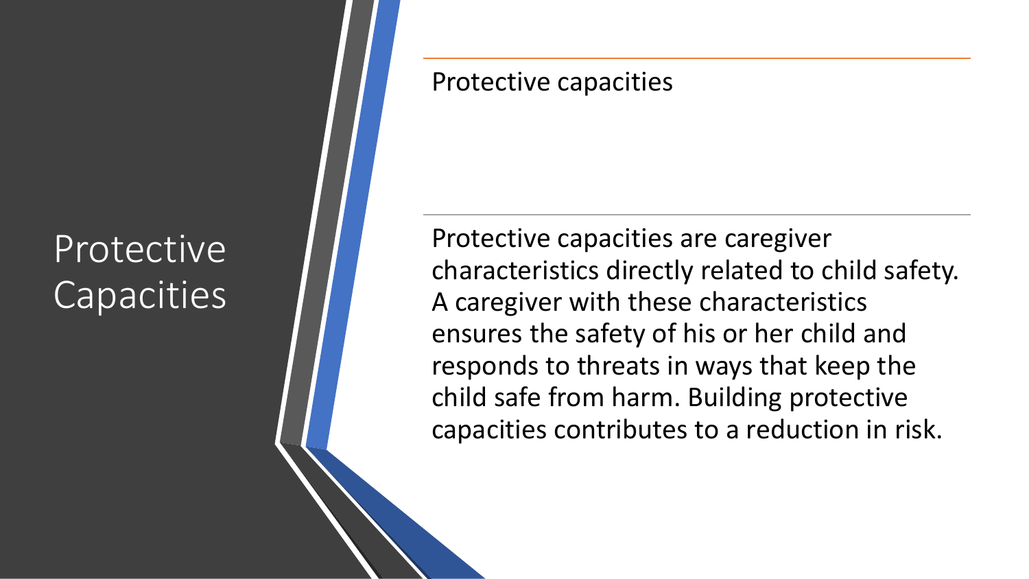# Protective Capacities

Protective capacities

Protective capacities are caregiver characteristics directly related to child safety. A caregiver with these characteristics ensures the safety of his or her child and responds to threats in ways that keep the child safe from harm. Building protective capacities contributes to a reduction in risk.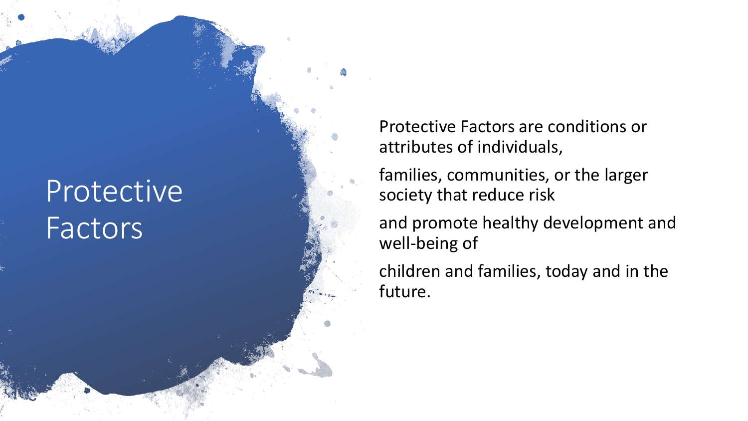# Protective Factors

Protective Factors are conditions or attributes of individuals,

families, communities, or the larger society that reduce risk

and promote healthy development and well-being of

children and families, today and in the future.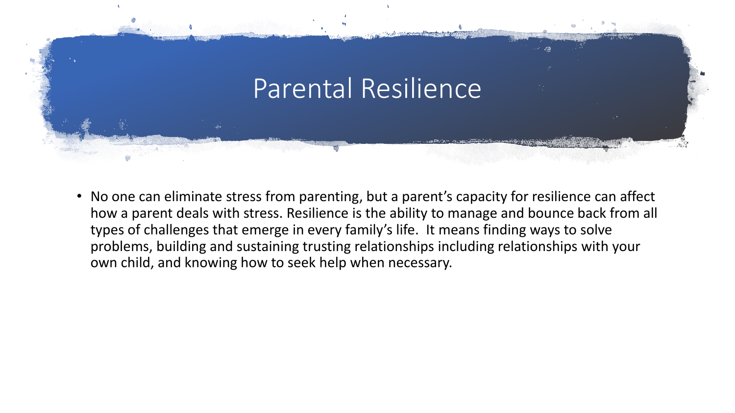# Parental Resilience

- No one can eliminate stress from parenting, but a parent's capacity for resilience can affect how a parent deals with stress. Resilience is the ability to manage and bounce back from all types of challenges that emerge in every family's life. It means finding ways to solve problems, building and sustaining trusting relationships including relationships with your own child, and knowing how to seek help when necessary.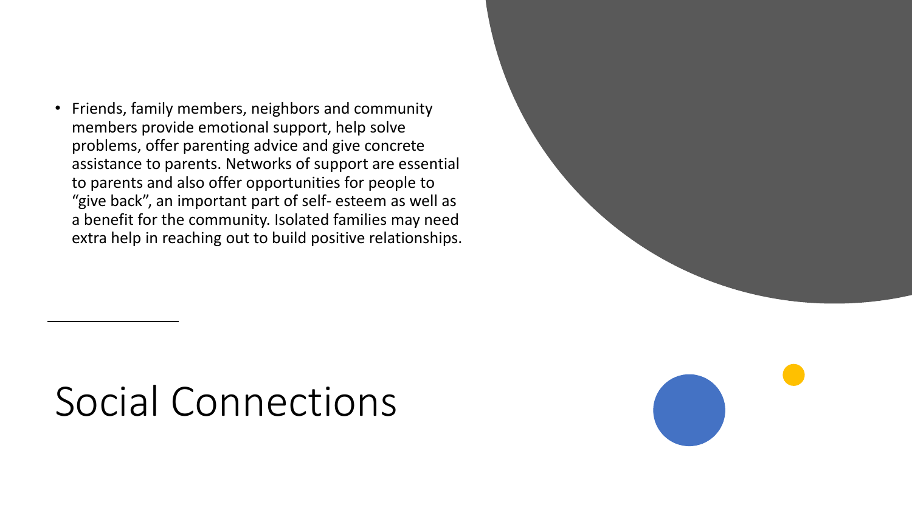- Friends, family members, neighbors and community members provide emotional support, help solve problems, offer parenting advice and give concrete assistance to parents. Networks of support are essential to parents and also offer opportunities for people to "give back", an important part of self- esteem as well as a benefit for the community. Isolated families may need extra help in reaching out to build positive relationships.

# Social Connections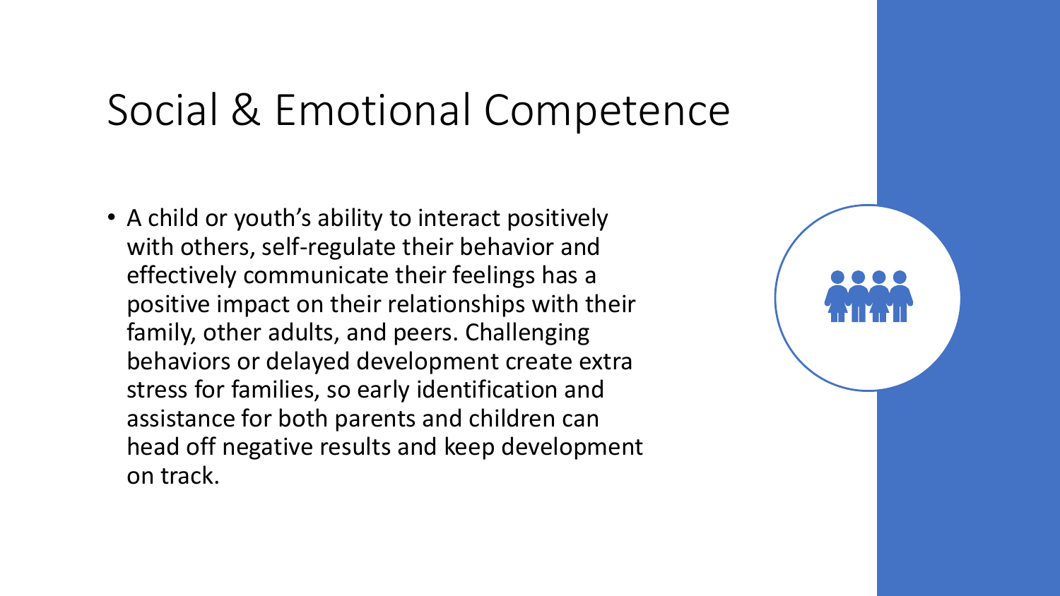# Social & Emotional Competence

- A child or youth's ability to interact positively with others, self-regulate their behavior and effectively communicate their feelings has a positive impact on their relationships with their family, other adults, and peers. Challenging behaviors or delayed development create extra stress for families, so early identification and assistance for both parents and children can head off negative results and keep development on track.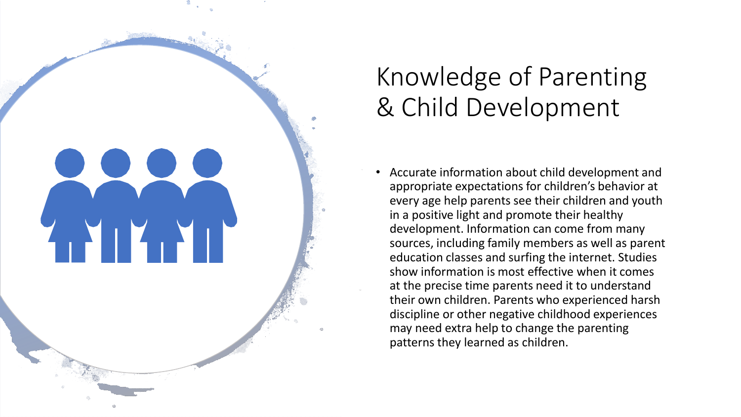# Knowledge of Parenting & Child Development

- Accurate information about child development and appropriate expectations for children's behavior at every age help parents see their children and youth in a positive light and promote their healthy development. Information can come from many sources, including family members as well as parent education classes and surfing the internet. Studies show information is most effective when it comes at the precise time parents need it to understand their own children. Parents who experienced harsh discipline or other negative childhood experiences may need extra help to change the parenting patterns they learned as children.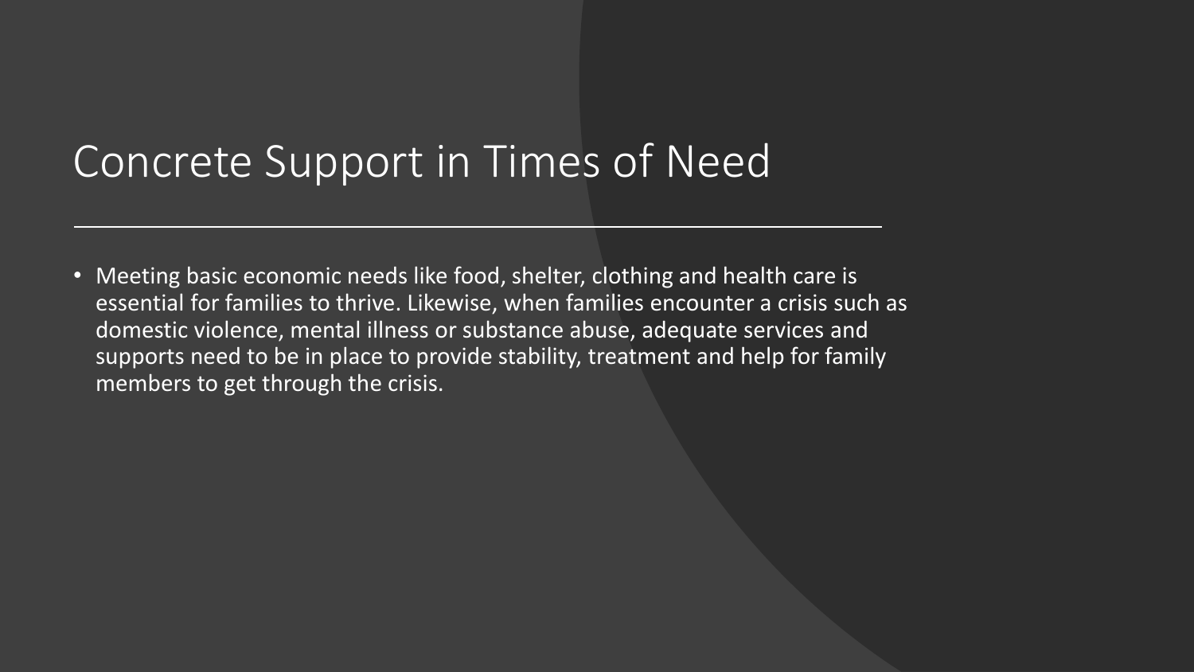# Concrete Support in Times of Need

- Meeting basic economic needs like food, shelter, clothing and health care is essential for families to thrive. Likewise, when families encounter a crisis such as domestic violence, mental illness or substance abuse, adequate services and supports need to be in place to provide stability, treatment and help for family members to get through the crisis.